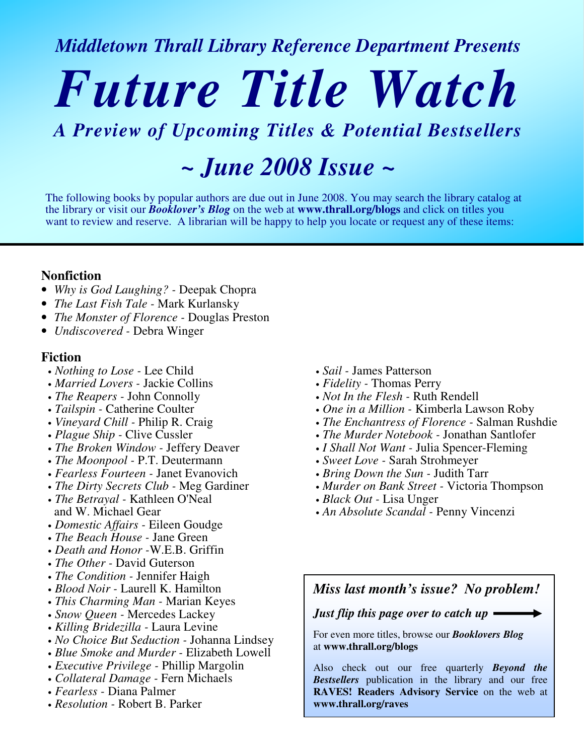*Middletown Thrall Library Reference Department Presents*

# *Future Title Watch*

## *A Preview of Upcoming Titles & Potential Bestsellers*

## *~ June 2008 Issue ~*

The following books by popular authors are due out in June 2008. You may search the library catalog at the library or visit our ***Booklover's Blog*** on the web at **www.thrall.org/blogs** and click on titles you want to review and reserve. A librarian will be happy to help you locate or request any of these items:

### Nonfiction

- *Why is God Laughing?* - Deepak Chopra
- *The Last Fish Tale* - Mark Kurlansky
- *The Monster of Florence* - Douglas Preston
- *Undiscovered* - Debra Winger

### Fiction

- *Nothing to Lose* - Lee Child
- *Married Lovers* - Jackie Collins
- *The Reapers* - John Connolly
- *Tailspin* - Catherine Coulter
- *Vineyard Chill* - Philip R. Craig
- *Plague Ship* - Clive Cussler
- *The Broken Window* - Jeffery Deaver
- *The Moonpool* - P.T. Deutermann
- *Fearless Fourteen* - Janet Evanovich
- *The Dirty Secrets Club* - Meg Gardiner
- *The Betrayal* - Kathleen O'Neal and W. Michael Gear
- *Domestic Affairs* - Eileen Goudge
- *The Beach House* - Jane Green
- *Death and Honor* -W.E.B. Griffin
- *The Other* - David Guterson
- *The Condition* - Jennifer Haigh
- *Blood Noir* - Laurell K. Hamilton
- *This Charming Man* - Marian Keyes
- *Snow Queen* - Mercedes Lackey
- *Killing Bridezilla* - Laura Levine
- *No Choice But Seduction* - Johanna Lindsey
- *Blue Smoke and Murder* - Elizabeth Lowell
- *Executive Privilege* - Phillip Margolin
- *Collateral Damage* - Fern Michaels
- *Fearless* - Diana Palmer
- *Resolution* - Robert B. Parker
- *Sail* - James Patterson
- *Fidelity* - Thomas Perry
- *Not In the Flesh* - Ruth Rendell
- *One in a Million* - Kimberla Lawson Roby
- *The Enchantress of Florence* - Salman Rushdie
- *The Murder Notebook* - Jonathan Santlofer
- *I Shall Not Want* - Julia Spencer-Fleming
- *Sweet Love* - Sarah Strohmeyer
- *Bring Down the Sun* - Judith Tarr
- *Murder on Bank Street* - Victoria Thompson
- *Black Out* - Lisa Unger
- *An Absolute Scandal* - Penny Vincenzi

***Miss last month's issue? No problem!***

***Just flip this page over to catch up*** ⟶

For even more titles, browse our ***Booklovers Blog*** at **www.thrall.org/blogs**

Also check out our free quarterly ***Beyond the Bestsellers*** publication in the library and our free **RAVES! Readers Advisory Service** on the web at **www.thrall.org/raves**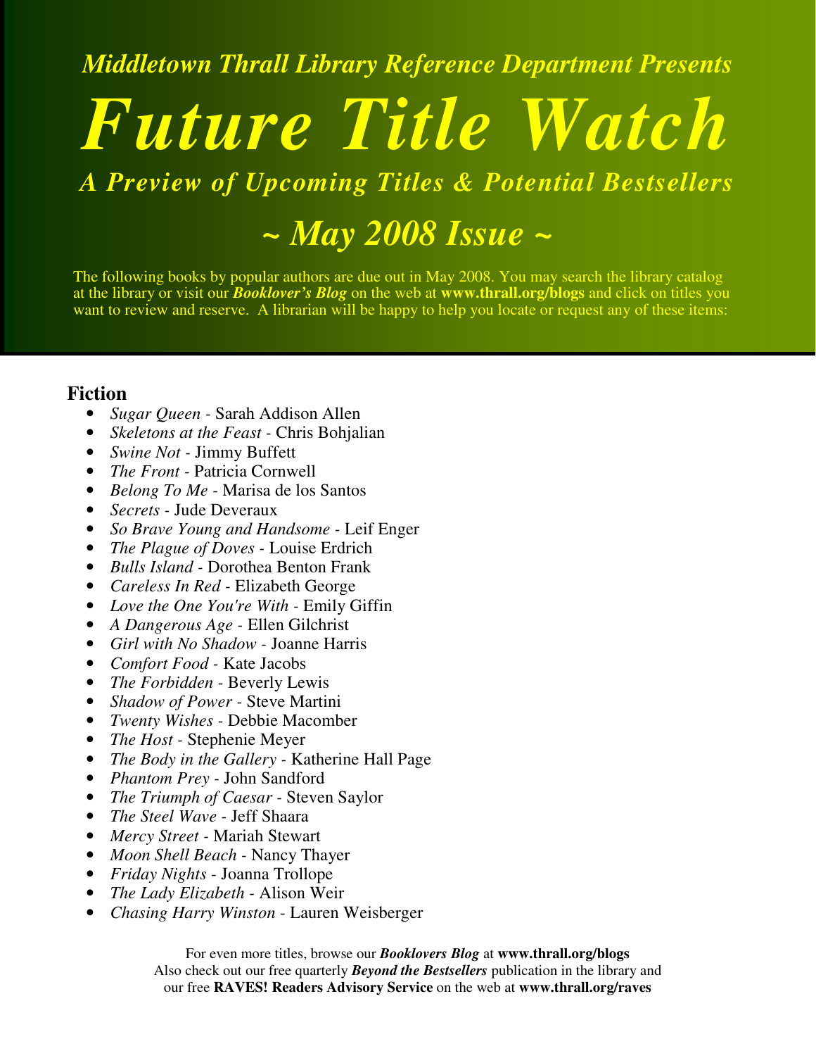*Middletown Thrall Library Reference Department Presents*

# *Future Title Watch*

## *A Preview of Upcoming Titles & Potential Bestsellers*

## *~ May 2008 Issue ~*

The following books by popular authors are due out in May 2008. You may search the library catalog at the library or visit our ***Booklover's Blog*** on the web at **www.thrall.org/blogs** and click on titles you want to review and reserve. A librarian will be happy to help you locate or request any of these items:

### Fiction

- *Sugar Queen* - Sarah Addison Allen
- *Skeletons at the Feast* - Chris Bohjalian
- *Swine Not* - Jimmy Buffett
- *The Front* - Patricia Cornwell
- *Belong To Me* - Marisa de los Santos
- *Secrets* - Jude Deveraux
- *So Brave Young and Handsome* - Leif Enger
- *The Plague of Doves* - Louise Erdrich
- *Bulls Island* - Dorothea Benton Frank
- *Careless In Red* - Elizabeth George
- *Love the One You're With* - Emily Giffin
- *A Dangerous Age* - Ellen Gilchrist
- *Girl with No Shadow* - Joanne Harris
- *Comfort Food* - Kate Jacobs
- *The Forbidden* - Beverly Lewis
- *Shadow of Power* - Steve Martini
- *Twenty Wishes* - Debbie Macomber
- *The Host* - Stephenie Meyer
- *The Body in the Gallery* - Katherine Hall Page
- *Phantom Prey* - John Sandford
- *The Triumph of Caesar* - Steven Saylor
- *The Steel Wave* - Jeff Shaara
- *Mercy Street* - Mariah Stewart
- *Moon Shell Beach* - Nancy Thayer
- *Friday Nights* - Joanna Trollope
- *The Lady Elizabeth* - Alison Weir
- *Chasing Harry Winston* - Lauren Weisberger

For even more titles, browse our ***Booklovers Blog*** at **www.thrall.org/blogs**
Also check out our free quarterly ***Beyond the Bestsellers*** publication in the library and our free **RAVES! Readers Advisory Service** on the web at **www.thrall.org/raves**